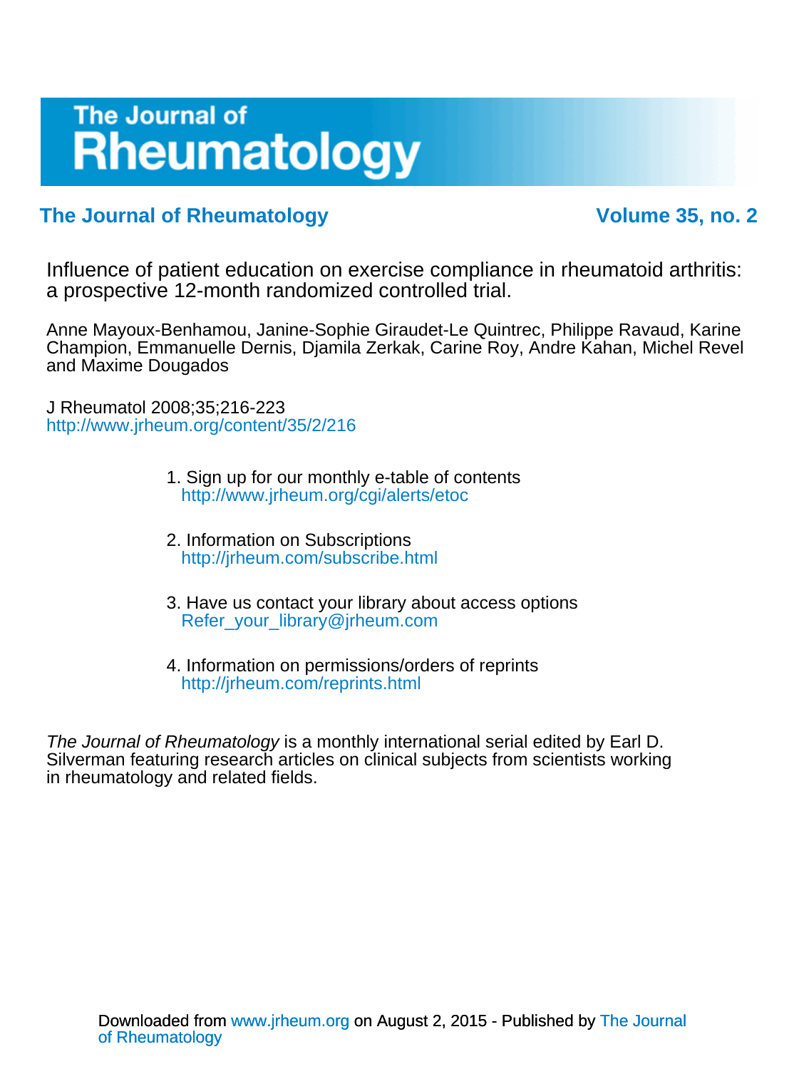# The Journal of Rheumatology

**The Journal of Rheumatology** **Volume 35, no. 2**

## Influence of patient education on exercise compliance in rheumatoid arthritis: a prospective 12-month randomized controlled trial.

Anne Mayoux-Benhamou, Janine-Sophie Giraudet-Le Quintrec, Philippe Ravaud, Karine Champion, Emmanuelle Dernis, Djamila Zerkak, Carine Roy, Andre Kahan, Michel Revel and Maxime Dougados

J Rheumatol 2008;35;216-223
http://www.jrheum.org/content/35/2/216

1. Sign up for our monthly e-table of contents
   http://www.jrheum.org/cgi/alerts/etoc

2. Information on Subscriptions
   http://jrheum.com/subscribe.html

3. Have us contact your library about access options
   Refer_your_library@jrheum.com

4. Information on permissions/orders of reprints
   http://jrheum.com/reprints.html

*The Journal of Rheumatology* is a monthly international serial edited by Earl D. Silverman featuring research articles on clinical subjects from scientists working in rheumatology and related fields.

Downloaded from www.jrheum.org on August 2, 2015 - Published by The Journal of Rheumatology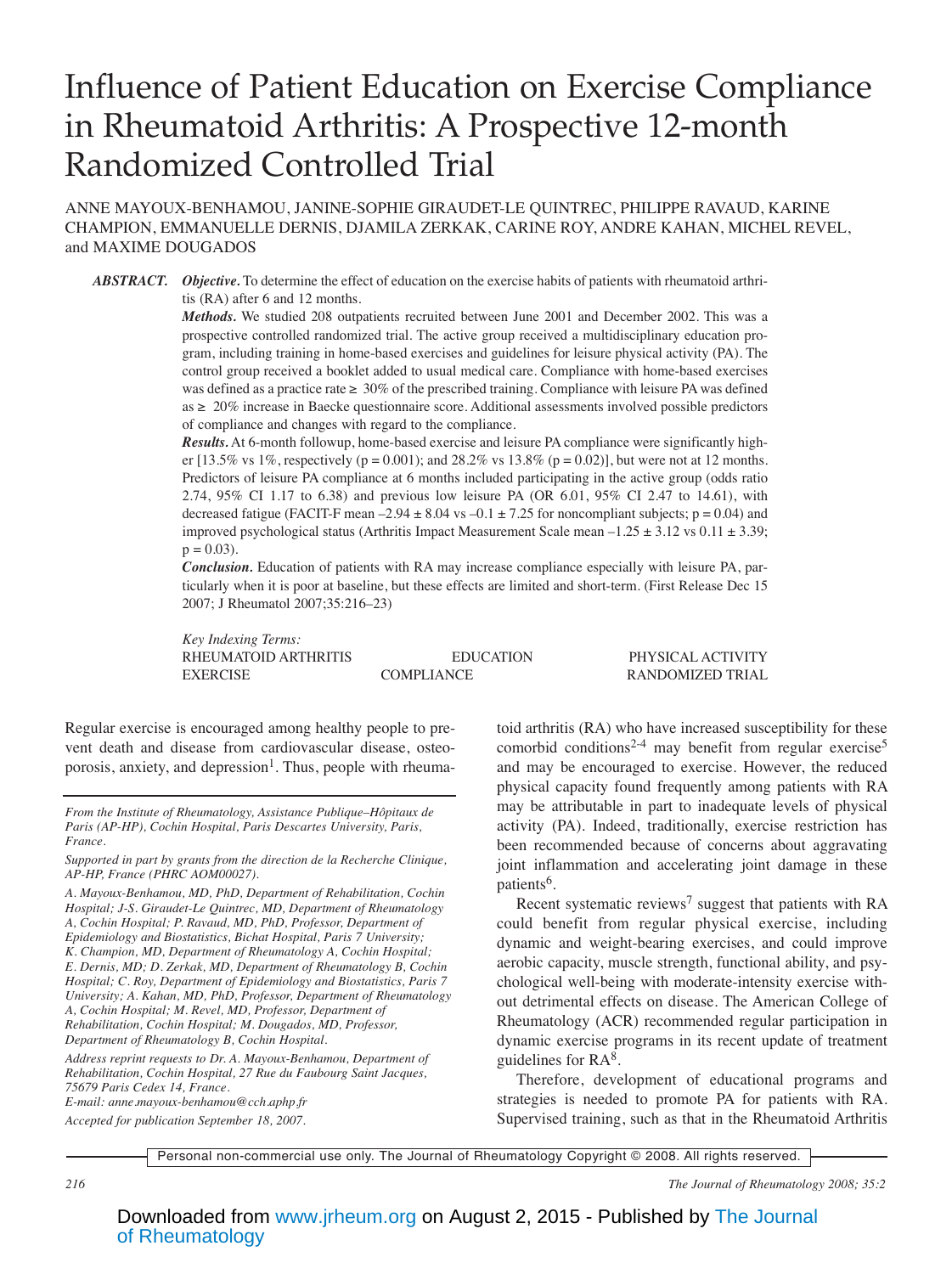# Influence of Patient Education on Exercise Compliance in Rheumatoid Arthritis: A Prospective 12-month Randomized Controlled Trial

ANNE MAYOUX-BENHAMOU, JANINE-SOPHIE GIRAUDET-LE QUINTREC, PHILIPPE RAVAUD, KARINE CHAMPION, EMMANUELLE DERNIS, DJAMILA ZERKAK, CARINE ROY, ANDRE KAHAN, MICHEL REVEL, and MAXIME DOUGADOS

**ABSTRACT.** ***Objective.*** To determine the effect of education on the exercise habits of patients with rheumatoid arthritis (RA) after 6 and 12 months.

***Methods.*** We studied 208 outpatients recruited between June 2001 and December 2002. This was a prospective controlled randomized trial. The active group received a multidisciplinary education program, including training in home-based exercises and guidelines for leisure physical activity (PA). The control group received a booklet added to usual medical care. Compliance with home-based exercises was defined as a practice rate ≥ 30% of the prescribed training. Compliance with leisure PA was defined as ≥ 20% increase in Baecke questionnaire score. Additional assessments involved possible predictors of compliance and changes with regard to the compliance.

***Results.*** At 6-month followup, home-based exercise and leisure PA compliance were significantly higher [13.5% vs 1%, respectively ($p = 0.001$); and 28.2% vs 13.8% ($p = 0.02$)], but were not at 12 months. Predictors of leisure PA compliance at 6 months included participating in the active group (odds ratio 2.74, 95% CI 1.17 to 6.38) and previous low leisure PA (OR 6.01, 95% CI 2.47 to 14.61), with decreased fatigue (FACIT-F mean $-2.94 \pm 8.04$ vs $-0.1 \pm 7.25$ for noncompliant subjects; $p = 0.04$) and improved psychological status (Arthritis Impact Measurement Scale mean $-1.25 \pm 3.12$ vs $0.11 \pm 3.39$; $p = 0.03$).

***Conclusion.*** Education of patients with RA may increase compliance especially with leisure PA, particularly when it is poor at baseline, but these effects are limited and short-term. (First Release Dec 15 2007; J Rheumatol 2007;35:216–23)

*Key Indexing Terms:*
RHEUMATOID ARTHRITIS | EDUCATION | PHYSICAL ACTIVITY | EXERCISE | COMPLIANCE | RANDOMIZED TRIAL

Regular exercise is encouraged among healthy people to prevent death and disease from cardiovascular disease, osteoporosis, anxiety, and depression[1]. Thus, people with rheumatoid arthritis (RA) who have increased susceptibility for these comorbid conditions[2-4] may benefit from regular exercise[5] and may be encouraged to exercise. However, the reduced physical capacity found frequently among patients with RA may be attributable in part to inadequate levels of physical activity (PA). Indeed, traditionally, exercise restriction has been recommended because of concerns about aggravating joint inflammation and accelerating joint damage in these patients[6].

Recent systematic reviews[7] suggest that patients with RA could benefit from regular physical exercise, including dynamic and weight-bearing exercises, and could improve aerobic capacity, muscle strength, functional ability, and psychological well-being with moderate-intensity exercise without detrimental effects on disease. The American College of Rheumatology (ACR) recommended regular participation in dynamic exercise programs in its recent update of treatment guidelines for RA[8].

Therefore, development of educational programs and strategies is needed to promote PA for patients with RA. Supervised training, such as that in the Rheumatoid Arthritis

*From the Institute of Rheumatology, Assistance Publique–Hôpitaux de Paris (AP-HP), Cochin Hospital, Paris Descartes University, Paris, France.*

*Supported in part by grants from the direction de la Recherche Clinique, AP-HP, France (PHRC AOM00027).*

*A. Mayoux-Benhamou, MD, PhD, Department of Rehabilitation, Cochin Hospital; J-S. Giraudet-Le Quintrec, MD, Department of Rheumatology A, Cochin Hospital; P. Ravaud, MD, PhD, Professor, Department of Epidemiology and Biostatistics, Bichat Hospital, Paris 7 University; K. Champion, MD, Department of Rheumatology A, Cochin Hospital; E. Dernis, MD; D. Zerkak, MD, Department of Rheumatology B, Cochin Hospital; C. Roy, Department of Epidemiology and Biostatistics, Paris 7 University; A. Kahan, MD, PhD, Professor, Department of Rheumatology A, Cochin Hospital; M. Revel, MD, Professor, Department of Rehabilitation, Cochin Hospital; M. Dougados, MD, Professor, Department of Rheumatology B, Cochin Hospital.*

*Address reprint requests to Dr. A. Mayoux-Benhamou, Department of Rehabilitation, Cochin Hospital, 27 Rue du Faubourg Saint Jacques, 75679 Paris Cedex 14, France.*
*E-mail: anne.mayoux-benhamou@cch.aphp.fr*

*Accepted for publication September 18, 2007.*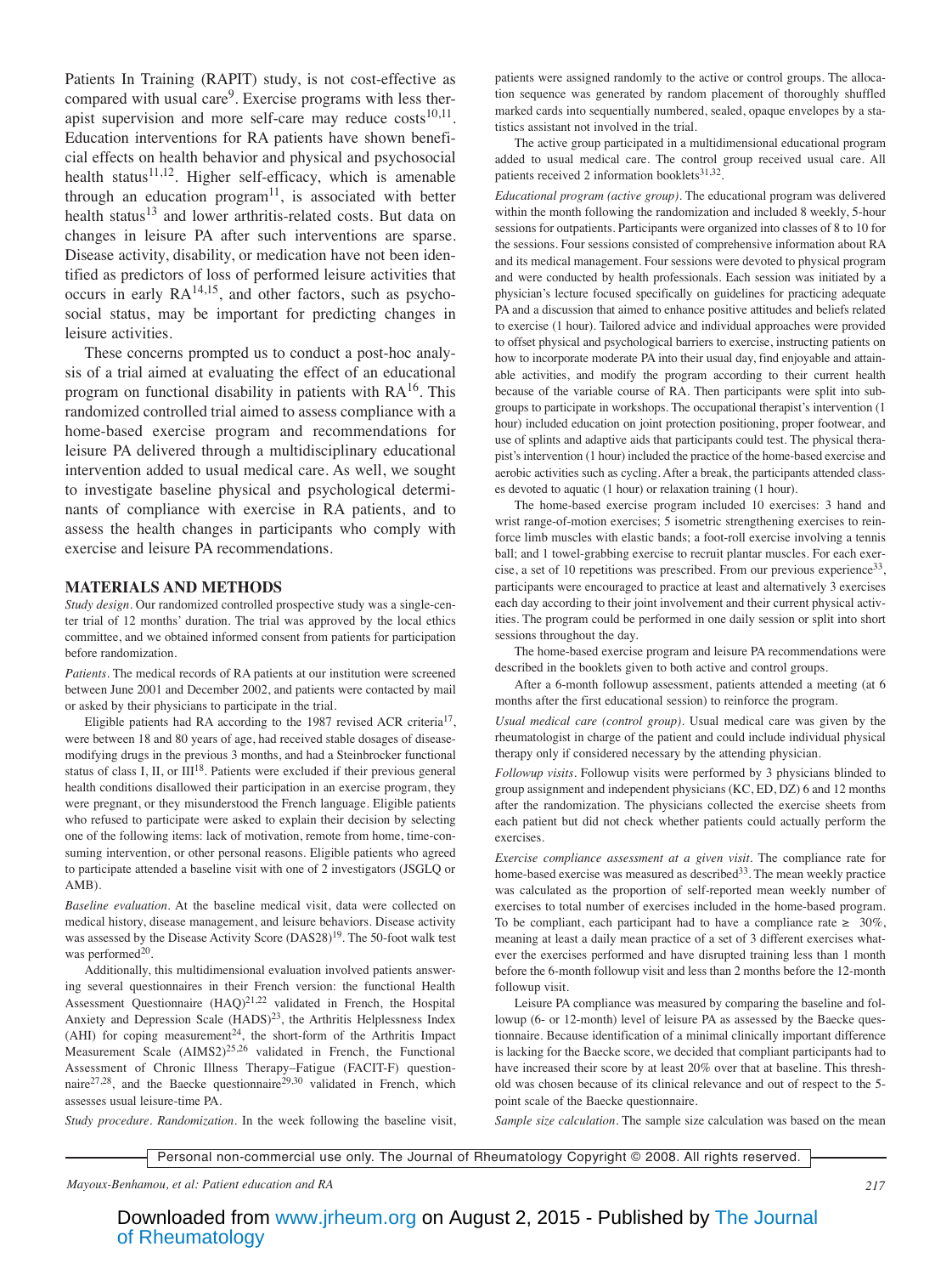Patients In Training (RAPIT) study, is not cost-effective as compared with usual care[9]. Exercise programs with less therapist supervision and more self-care may reduce costs[10,11]. Education interventions for RA patients have shown beneficial effects on health behavior and physical and psychosocial health status[11,12]. Higher self-efficacy, which is amenable through an education program[11], is associated with better health status[13] and lower arthritis-related costs. But data on changes in leisure PA after such interventions are sparse. Disease activity, disability, or medication have not been identified as predictors of loss of performed leisure activities that occurs in early RA[14,15], and other factors, such as psychosocial status, may be important for predicting changes in leisure activities.

These concerns prompted us to conduct a post-hoc analysis of a trial aimed at evaluating the effect of an educational program on functional disability in patients with RA[16]. This randomized controlled trial aimed to assess compliance with a home-based exercise program and recommendations for leisure PA delivered through a multidisciplinary educational intervention added to usual medical care. As well, we sought to investigate baseline physical and psychological determinants of compliance with exercise in RA patients, and to assess the health changes in participants who comply with exercise and leisure PA recommendations.

## MATERIALS AND METHODS

*Study design.* Our randomized controlled prospective study was a single-center trial of 12 months' duration. The trial was approved by the local ethics committee, and we obtained informed consent from patients for participation before randomization.

*Patients.* The medical records of RA patients at our institution were screened between June 2001 and December 2002, and patients were contacted by mail or asked by their physicians to participate in the trial.

Eligible patients had RA according to the 1987 revised ACR criteria[17], were between 18 and 80 years of age, had received stable dosages of disease-modifying drugs in the previous 3 months, and had a Steinbrocker functional status of class I, II, or III[18]. Patients were excluded if their previous general health conditions disallowed their participation in an exercise program, they were pregnant, or they misunderstood the French language. Eligible patients who refused to participate were asked to explain their decision by selecting one of the following items: lack of motivation, remote from home, time-consuming intervention, or other personal reasons. Eligible patients who agreed to participate attended a baseline visit with one of 2 investigators (JSGLQ or AMB).

*Baseline evaluation.* At the baseline medical visit, data were collected on medical history, disease management, and leisure behaviors. Disease activity was assessed by the Disease Activity Score (DAS28)[19]. The 50-foot walk test was performed[20].

Additionally, this multidimensional evaluation involved patients answering several questionnaires in their French version: the functional Health Assessment Questionnaire (HAQ)[21,22] validated in French, the Hospital Anxiety and Depression Scale (HADS)[23], the Arthritis Helplessness Index (AHI) for coping measurement[24], the short-form of the Arthritis Impact Measurement Scale (AIMS2)[25,26] validated in French, the Functional Assessment of Chronic Illness Therapy–Fatigue (FACIT-F) questionnaire[27,28], and the Baecke questionnaire[29,30] validated in French, which assesses usual leisure-time PA.

*Study procedure. Randomization.* In the week following the baseline visit, patients were assigned randomly to the active or control groups. The allocation sequence was generated by random placement of thoroughly shuffled marked cards into sequentially numbered, sealed, opaque envelopes by a statistics assistant not involved in the trial.

The active group participated in a multidimensional educational program added to usual medical care. The control group received usual care. All patients received 2 information booklets[31,32].

*Educational program (active group).* The educational program was delivered within the month following the randomization and included 8 weekly, 5-hour sessions for outpatients. Participants were organized into classes of 8 to 10 for the sessions. Four sessions consisted of comprehensive information about RA and its medical management. Four sessions were devoted to physical program and were conducted by health professionals. Each session was initiated by a physician's lecture focused specifically on guidelines for practicing adequate PA and a discussion that aimed to enhance positive attitudes and beliefs related to exercise (1 hour). Tailored advice and individual approaches were provided to offset physical and psychological barriers to exercise, instructing patients on how to incorporate moderate PA into their usual day, find enjoyable and attainable activities, and modify the program according to their current health because of the variable course of RA. Then participants were split into subgroups to participate in workshops. The occupational therapist's intervention (1 hour) included education on joint protection positioning, proper footwear, and use of splints and adaptive aids that participants could test. The physical therapist's intervention (1 hour) included the practice of the home-based exercise and aerobic activities such as cycling. After a break, the participants attended classes devoted to aquatic (1 hour) or relaxation training (1 hour).

The home-based exercise program included 10 exercises: 3 hand and wrist range-of-motion exercises; 5 isometric strengthening exercises to reinforce limb muscles with elastic bands; a foot-roll exercise involving a tennis ball; and 1 towel-grabbing exercise to recruit plantar muscles. For each exercise, a set of 10 repetitions was prescribed. From our previous experience[33], participants were encouraged to practice at least and alternatively 3 exercises each day according to their joint involvement and their current physical activities. The program could be performed in one daily session or split into short sessions throughout the day.

The home-based exercise program and leisure PA recommendations were described in the booklets given to both active and control groups.

After a 6-month followup assessment, patients attended a meeting (at 6 months after the first educational session) to reinforce the program.

*Usual medical care (control group).* Usual medical care was given by the rheumatologist in charge of the patient and could include individual physical therapy only if considered necessary by the attending physician.

*Followup visits.* Followup visits were performed by 3 physicians blinded to group assignment and independent physicians (KC, ED, DZ) 6 and 12 months after the randomization. The physicians collected the exercise sheets from each patient but did not check whether patients could actually perform the exercises.

*Exercise compliance assessment at a given visit.* The compliance rate for home-based exercise was measured as described[33]. The mean weekly practice was calculated as the proportion of self-reported mean weekly number of exercises to total number of exercises included in the home-based program. To be compliant, each participant had to have a compliance rate ≥ 30%, meaning at least a daily mean practice of a set of 3 different exercises whatever the exercises performed and have disrupted training less than 1 month before the 6-month followup visit and less than 2 months before the 12-month followup visit.

Leisure PA compliance was measured by comparing the baseline and followup (6- or 12-month) level of leisure PA as assessed by the Baecke questionnaire. Because identification of a minimal clinically important difference is lacking for the Baecke score, we decided that compliant participants had to have increased their score by at least 20% over that at baseline. This threshold was chosen because of its clinical relevance and out of respect to the 5-point scale of the Baecke questionnaire.

*Sample size calculation.* The sample size calculation was based on the mean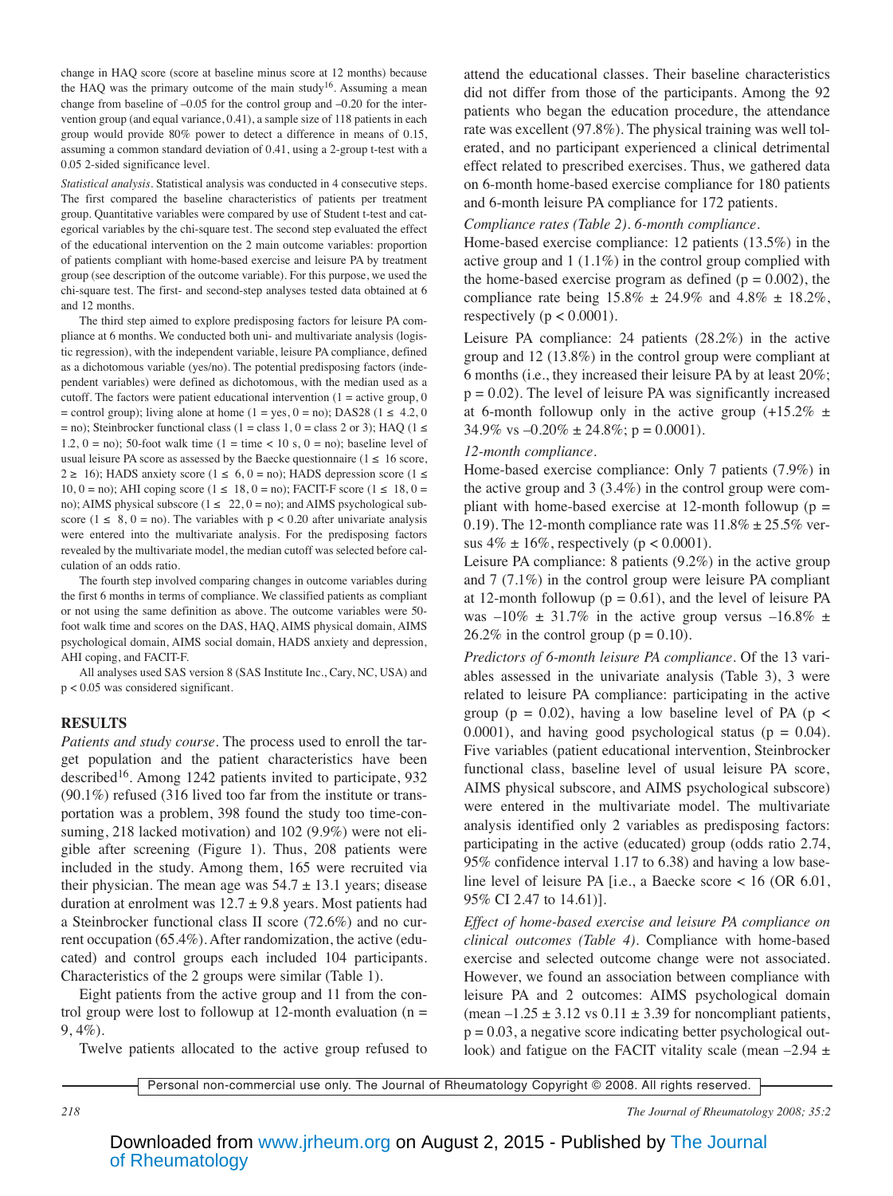change in HAQ score (score at baseline minus score at 12 months) because the HAQ was the primary outcome of the main study[16]. Assuming a mean change from baseline of –0.05 for the control group and –0.20 for the intervention group (and equal variance, 0.41), a sample size of 118 patients in each group would provide 80% power to detect a difference in means of 0.15, assuming a common standard deviation of 0.41, using a 2-group t-test with a 0.05 2-sided significance level.

*Statistical analysis.* Statistical analysis was conducted in 4 consecutive steps. The first compared the baseline characteristics of patients per treatment group. Quantitative variables were compared by use of Student t-test and categorical variables by the chi-square test. The second step evaluated the effect of the educational intervention on the 2 main outcome variables: proportion of patients compliant with home-based exercise and leisure PA by treatment group (see description of the outcome variable). For this purpose, we used the chi-square test. The first- and second-step analyses tested data obtained at 6 and 12 months.

The third step aimed to explore predisposing factors for leisure PA compliance at 6 months. We conducted both uni- and multivariate analysis (logistic regression), with the independent variable, leisure PA compliance, defined as a dichotomous variable (yes/no). The potential predisposing factors (independent variables) were defined as dichotomous, with the median used as a cutoff. The factors were patient educational intervention (1 = active group, 0 = control group); living alone at home (1 = yes, 0 = no); DAS28 (1 ≤ 4.2, 0 = no); Steinbrocker functional class (1 = class 1, 0 = class 2 or 3); HAQ (1 ≤ 1.2, 0 = no); 50-foot walk time (1 = time < 10 s, 0 = no); baseline level of usual leisure PA score as assessed by the Baecke questionnaire (1 ≤ 16 score, 2 ≥ 16); HADS anxiety score (1 ≤ 6, 0 = no); HADS depression score (1 ≤ 10, 0 = no); AHI coping score (1 ≤ 18, 0 = no); FACIT-F score (1 ≤ 18, 0 = no); AIMS physical subscore (1 ≤ 22, 0 = no); and AIMS psychological subscore (1 ≤ 8, 0 = no). The variables with p < 0.20 after univariate analysis were entered into the multivariate analysis. For the predisposing factors revealed by the multivariate model, the median cutoff was selected before calculation of an odds ratio.

The fourth step involved comparing changes in outcome variables during the first 6 months in terms of compliance. We classified patients as compliant or not using the same definition as above. The outcome variables were 50-foot walk time and scores on the DAS, HAQ, AIMS physical domain, AIMS psychological domain, AIMS social domain, HADS anxiety and depression, AHI coping, and FACIT-F.

All analyses used SAS version 8 (SAS Institute Inc., Cary, NC, USA) and p < 0.05 was considered significant.

## RESULTS

*Patients and study course.* The process used to enroll the target population and the patient characteristics have been described[16]. Among 1242 patients invited to participate, 932 (90.1%) refused (316 lived too far from the institute or transportation was a problem, 398 found the study too time-consuming, 218 lacked motivation) and 102 (9.9%) were not eligible after screening (Figure 1). Thus, 208 patients were included in the study. Among them, 165 were recruited via their physician. The mean age was 54.7 ± 13.1 years; disease duration at enrolment was 12.7 ± 9.8 years. Most patients had a Steinbrocker functional class II score (72.6%) and no current occupation (65.4%). After randomization, the active (educated) and control groups each included 104 participants. Characteristics of the 2 groups were similar (Table 1).

Eight patients from the active group and 11 from the control group were lost to followup at 12-month evaluation (n = 9, 4%).

Twelve patients allocated to the active group refused to attend the educational classes. Their baseline characteristics did not differ from those of the participants. Among the 92 patients who began the education procedure, the attendance rate was excellent (97.8%). The physical training was well tolerated, and no participant experienced a clinical detrimental effect related to prescribed exercises. Thus, we gathered data on 6-month home-based exercise compliance for 180 patients and 6-month leisure PA compliance for 172 patients.

*Compliance rates (Table 2). 6-month compliance.*

Home-based exercise compliance: 12 patients (13.5%) in the active group and 1 (1.1%) in the control group complied with the home-based exercise program as defined (p = 0.002), the compliance rate being 15.8% ± 24.9% and 4.8% ± 18.2%, respectively (p < 0.0001).

Leisure PA compliance: 24 patients (28.2%) in the active group and 12 (13.8%) in the control group were compliant at 6 months (i.e., they increased their leisure PA by at least 20%; p = 0.02). The level of leisure PA was significantly increased at 6-month followup only in the active group (+15.2% ± 34.9% vs –0.20% ± 24.8%; p = 0.0001).

*12-month compliance.*

Home-based exercise compliance: Only 7 patients (7.9%) in the active group and 3 (3.4%) in the control group were compliant with home-based exercise at 12-month followup (p = 0.19). The 12-month compliance rate was 11.8% ± 25.5% versus 4% ± 16%, respectively (p < 0.0001).

Leisure PA compliance: 8 patients (9.2%) in the active group and 7 (7.1%) in the control group were leisure PA compliant at 12-month followup (p = 0.61), and the level of leisure PA was –10% ± 31.7% in the active group versus –16.8% ± 26.2% in the control group (p = 0.10).

*Predictors of 6-month leisure PA compliance.* Of the 13 variables assessed in the univariate analysis (Table 3), 3 were related to leisure PA compliance: participating in the active group (p = 0.02), having a low baseline level of PA (p < 0.0001), and having good psychological status (p = 0.04). Five variables (patient educational intervention, Steinbrocker functional class, baseline level of usual leisure PA score, AIMS physical subscore, and AIMS psychological subscore) were entered in the multivariate model. The multivariate analysis identified only 2 variables as predisposing factors: participating in the active (educated) group (odds ratio 2.74, 95% confidence interval 1.17 to 6.38) and having a low baseline level of leisure PA [i.e., a Baecke score < 16 (OR 6.01, 95% CI 2.47 to 14.61)].

*Effect of home-based exercise and leisure PA compliance on clinical outcomes (Table 4).* Compliance with home-based exercise and selected outcome change were not associated. However, we found an association between compliance with leisure PA and 2 outcomes: AIMS psychological domain (mean –1.25 ± 3.12 vs 0.11 ± 3.39 for noncompliant patients, p = 0.03, a negative score indicating better psychological outlook) and fatigue on the FACIT vitality scale (mean –2.94 ±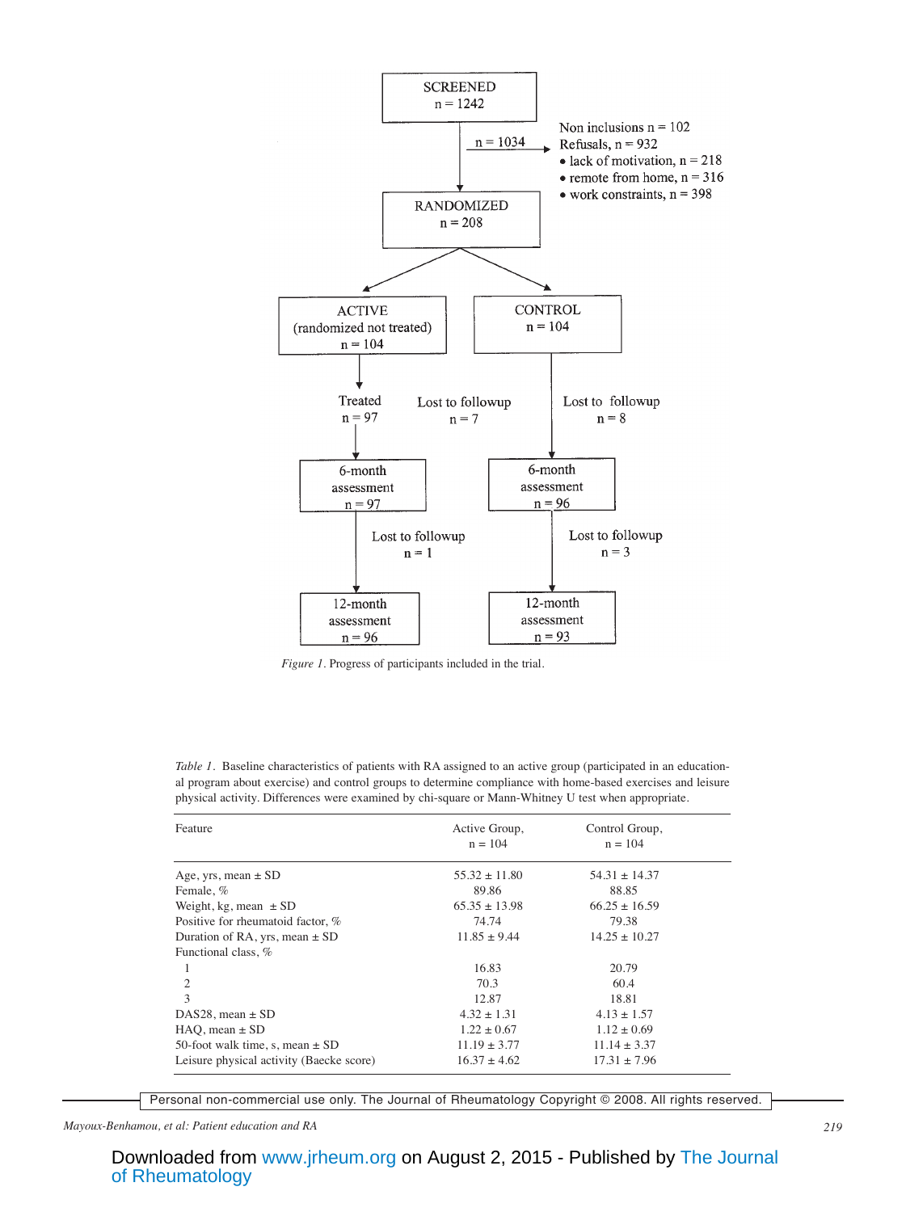SCREENED
n = 1242

n = 1034

Non inclusions n = 102
Refusals, n = 932
- lack of motivation, n = 218
- remote from home, n = 316
- work constraints, n = 398

RANDOMIZED
n = 208

ACTIVE
(randomized not treated)
n = 104

CONTROL
n = 104

Treated
n = 97

Lost to followup
n = 7

Lost to followup
n = 8

6-month assessment
n = 97

6-month assessment
n = 96

Lost to followup
n = 1

Lost to followup
n = 3

12-month assessment
n = 96

12-month assessment
n = 93

*Figure 1*. Progress of participants included in the trial.

*Table 1*. Baseline characteristics of patients with RA assigned to an active group (participated in an educational program about exercise) and control groups to determine compliance with home-based exercises and leisure physical activity. Differences were examined by chi-square or Mann-Whitney U test when appropriate.

| Feature | Active Group, n = 104 | Control Group, n = 104 |
|---|---|---|
| Age, yrs, mean ± SD | 55.32 ± 11.80 | 54.31 ± 14.37 |
| Female, % | 89.86 | 88.85 |
| Weight, kg, mean ± SD | 65.35 ± 13.98 | 66.25 ± 16.59 |
| Positive for rheumatoid factor, % | 74.74 | 79.38 |
| Duration of RA, yrs, mean ± SD | 11.85 ± 9.44 | 14.25 ± 10.27 |
| Functional class, % | | |
| 1 | 16.83 | 20.79 |
| 2 | 70.3 | 60.4 |
| 3 | 12.87 | 18.81 |
| DAS28, mean ± SD | 4.32 ± 1.31 | 4.13 ± 1.57 |
| HAQ, mean ± SD | 1.22 ± 0.67 | 1.12 ± 0.69 |
| 50-foot walk time, s, mean ± SD | 11.19 ± 3.77 | 11.14 ± 3.37 |
| Leisure physical activity (Baecke score) | 16.37 ± 4.62 | 17.31 ± 7.96 |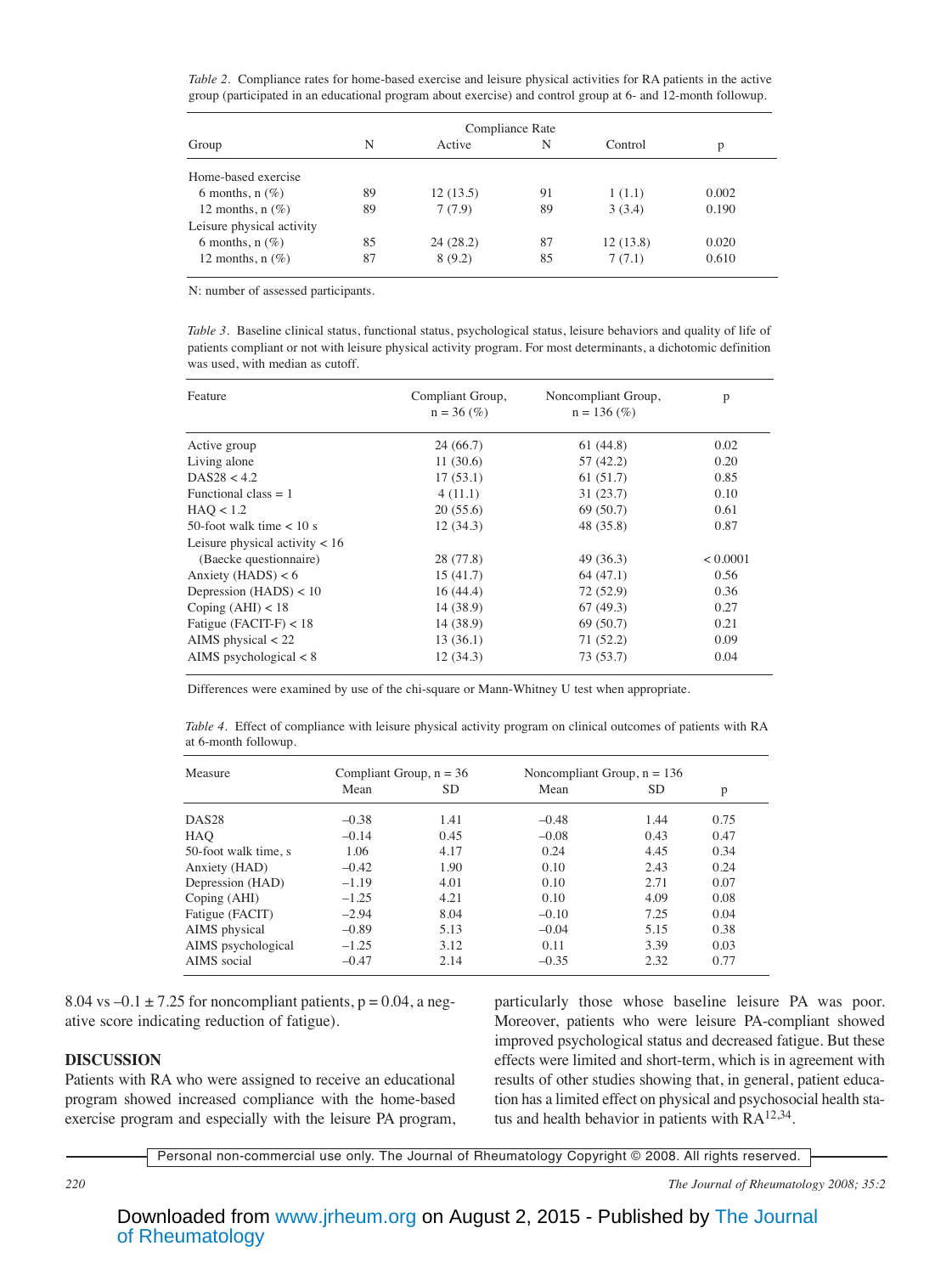*Table 2*. Compliance rates for home-based exercise and leisure physical activities for RA patients in the active group (participated in an educational program about exercise) and control group at 6- and 12-month followup.

| Group | N | Compliance Rate Active | N | Control | p |
|---|---|---|---|---|---|
| Home-based exercise | | | | | |
| 6 months, n (%) | 89 | 12 (13.5) | 91 | 1 (1.1) | 0.002 |
| 12 months, n (%) | 89 | 7 (7.9) | 89 | 3 (3.4) | 0.190 |
| Leisure physical activity | | | | | |
| 6 months, n (%) | 85 | 24 (28.2) | 87 | 12 (13.8) | 0.020 |
| 12 months, n (%) | 87 | 8 (9.2) | 85 | 7 (7.1) | 0.610 |

N: number of assessed participants.

*Table 3*. Baseline clinical status, functional status, psychological status, leisure behaviors and quality of life of patients compliant or not with leisure physical activity program. For most determinants, a dichotomic definition was used, with median as cutoff.

| Feature | Compliant Group, n = 36 (%) | Noncompliant Group, n = 136 (%) | p |
|---|---|---|---|
| Active group | 24 (66.7) | 61 (44.8) | 0.02 |
| Living alone | 11 (30.6) | 57 (42.2) | 0.20 |
| DAS28 < 4.2 | 17 (53.1) | 61 (51.7) | 0.85 |
| Functional class = 1 | 4 (11.1) | 31 (23.7) | 0.10 |
| HAQ < 1.2 | 20 (55.6) | 69 (50.7) | 0.61 |
| 50-foot walk time < 10 s | 12 (34.3) | 48 (35.8) | 0.87 |
| Leisure physical activity < 16 (Baecke questionnaire) | 28 (77.8) | 49 (36.3) | < 0.0001 |
| Anxiety (HADS) < 6 | 15 (41.7) | 64 (47.1) | 0.56 |
| Depression (HADS) < 10 | 16 (44.4) | 72 (52.9) | 0.36 |
| Coping (AHI) < 18 | 14 (38.9) | 67 (49.3) | 0.27 |
| Fatigue (FACIT-F) < 18 | 14 (38.9) | 69 (50.7) | 0.21 |
| AIMS physical < 22 | 13 (36.1) | 71 (52.2) | 0.09 |
| AIMS psychological < 8 | 12 (34.3) | 73 (53.7) | 0.04 |

Differences were examined by use of the chi-square or Mann-Whitney U test when appropriate.

*Table 4*. Effect of compliance with leisure physical activity program on clinical outcomes of patients with RA at 6-month followup.

| Measure | Compliant Group, n = 36 Mean | SD | Noncompliant Group, n = 136 Mean | SD | p |
|---|---|---|---|---|---|
| DAS28 | –0.38 | 1.41 | –0.48 | 1.44 | 0.75 |
| HAQ | –0.14 | 0.45 | –0.08 | 0.43 | 0.47 |
| 50-foot walk time, s | 1.06 | 4.17 | 0.24 | 4.45 | 0.34 |
| Anxiety (HAD) | –0.42 | 1.90 | 0.10 | 2.43 | 0.24 |
| Depression (HAD) | –1.19 | 4.01 | 0.10 | 2.71 | 0.07 |
| Coping (AHI) | –1.25 | 4.21 | 0.10 | 4.09 | 0.08 |
| Fatigue (FACIT) | –2.94 | 8.04 | –0.10 | 7.25 | 0.04 |
| AIMS physical | –0.89 | 5.13 | –0.04 | 5.15 | 0.38 |
| AIMS psychological | –1.25 | 3.12 | 0.11 | 3.39 | 0.03 |
| AIMS social | –0.47 | 2.14 | –0.35 | 2.32 | 0.77 |

8.04 vs –0.1 ± 7.25 for noncompliant patients, p = 0.04, a negative score indicating reduction of fatigue).

## DISCUSSION

Patients with RA who were assigned to receive an educational program showed increased compliance with the home-based exercise program and especially with the leisure PA program, particularly those whose baseline leisure PA was poor. Moreover, patients who were leisure PA-compliant showed improved psychological status and decreased fatigue. But these effects were limited and short-term, which is in agreement with results of other studies showing that, in general, patient education has a limited effect on physical and psychosocial health status and health behavior in patients with RA[12,34].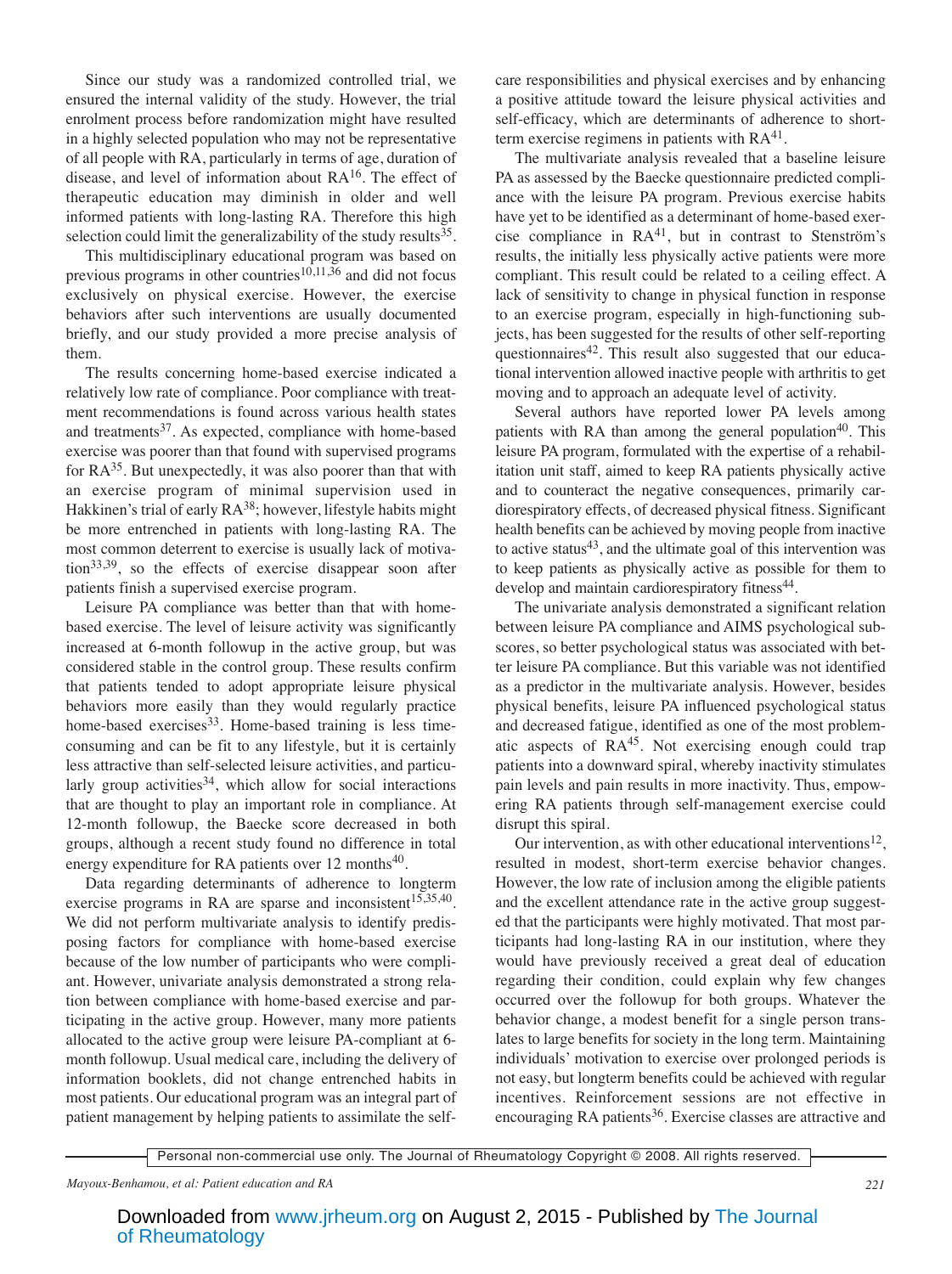Since our study was a randomized controlled trial, we ensured the internal validity of the study. However, the trial enrolment process before randomization might have resulted in a highly selected population who may not be representative of all people with RA, particularly in terms of age, duration of disease, and level of information about RA[16]. The effect of therapeutic education may diminish in older and well informed patients with long-lasting RA. Therefore this high selection could limit the generalizability of the study results[35].

This multidisciplinary educational program was based on previous programs in other countries[10,11,36] and did not focus exclusively on physical exercise. However, the exercise behaviors after such interventions are usually documented briefly, and our study provided a more precise analysis of them.

The results concerning home-based exercise indicated a relatively low rate of compliance. Poor compliance with treatment recommendations is found across various health states and treatments[37]. As expected, compliance with home-based exercise was poorer than that found with supervised programs for RA[35]. But unexpectedly, it was also poorer than that with an exercise program of minimal supervision used in Hakkinen's trial of early RA[38]; however, lifestyle habits might be more entrenched in patients with long-lasting RA. The most common deterrent to exercise is usually lack of motivation[33,39], so the effects of exercise disappear soon after patients finish a supervised exercise program.

Leisure PA compliance was better than that with home-based exercise. The level of leisure activity was significantly increased at 6-month followup in the active group, but was considered stable in the control group. These results confirm that patients tended to adopt appropriate leisure physical behaviors more easily than they would regularly practice home-based exercises[33]. Home-based training is less time-consuming and can be fit to any lifestyle, but it is certainly less attractive than self-selected leisure activities, and particularly group activities[34], which allow for social interactions that are thought to play an important role in compliance. At 12-month followup, the Baecke score decreased in both groups, although a recent study found no difference in total energy expenditure for RA patients over 12 months[40].

Data regarding determinants of adherence to longterm exercise programs in RA are sparse and inconsistent[15,35,40]. We did not perform multivariate analysis to identify predisposing factors for compliance with home-based exercise because of the low number of participants who were compliant. However, univariate analysis demonstrated a strong relation between compliance with home-based exercise and participating in the active group. However, many more patients allocated to the active group were leisure PA-compliant at 6-month followup. Usual medical care, including the delivery of information booklets, did not change entrenched habits in most patients. Our educational program was an integral part of patient management by helping patients to assimilate the self-care responsibilities and physical exercises and by enhancing a positive attitude toward the leisure physical activities and self-efficacy, which are determinants of adherence to short-term exercise regimens in patients with RA[41].

The multivariate analysis revealed that a baseline leisure PA as assessed by the Baecke questionnaire predicted compliance with the leisure PA program. Previous exercise habits have yet to be identified as a determinant of home-based exercise compliance in RA[41], but in contrast to Stenström's results, the initially less physically active patients were more compliant. This result could be related to a ceiling effect. A lack of sensitivity to change in physical function in response to an exercise program, especially in high-functioning subjects, has been suggested for the results of other self-reporting questionnaires[42]. This result also suggested that our educational intervention allowed inactive people with arthritis to get moving and to approach an adequate level of activity.

Several authors have reported lower PA levels among patients with RA than among the general population[40]. This leisure PA program, formulated with the expertise of a rehabilitation unit staff, aimed to keep RA patients physically active and to counteract the negative consequences, primarily cardiorespiratory effects, of decreased physical fitness. Significant health benefits can be achieved by moving people from inactive to active status[43], and the ultimate goal of this intervention was to keep patients as physically active as possible for them to develop and maintain cardiorespiratory fitness[44].

The univariate analysis demonstrated a significant relation between leisure PA compliance and AIMS psychological subscores, so better psychological status was associated with better leisure PA compliance. But this variable was not identified as a predictor in the multivariate analysis. However, besides physical benefits, leisure PA influenced psychological status and decreased fatigue, identified as one of the most problematic aspects of RA[45]. Not exercising enough could trap patients into a downward spiral, whereby inactivity stimulates pain levels and pain results in more inactivity. Thus, empowering RA patients through self-management exercise could disrupt this spiral.

Our intervention, as with other educational interventions[12], resulted in modest, short-term exercise behavior changes. However, the low rate of inclusion among the eligible patients and the excellent attendance rate in the active group suggested that the participants were highly motivated. That most participants had long-lasting RA in our institution, where they would have previously received a great deal of education regarding their condition, could explain why few changes occurred over the followup for both groups. Whatever the behavior change, a modest benefit for a single person translates to large benefits for society in the long term. Maintaining individuals' motivation to exercise over prolonged periods is not easy, but longterm benefits could be achieved with regular incentives. Reinforcement sessions are not effective in encouraging RA patients[36]. Exercise classes are attractive and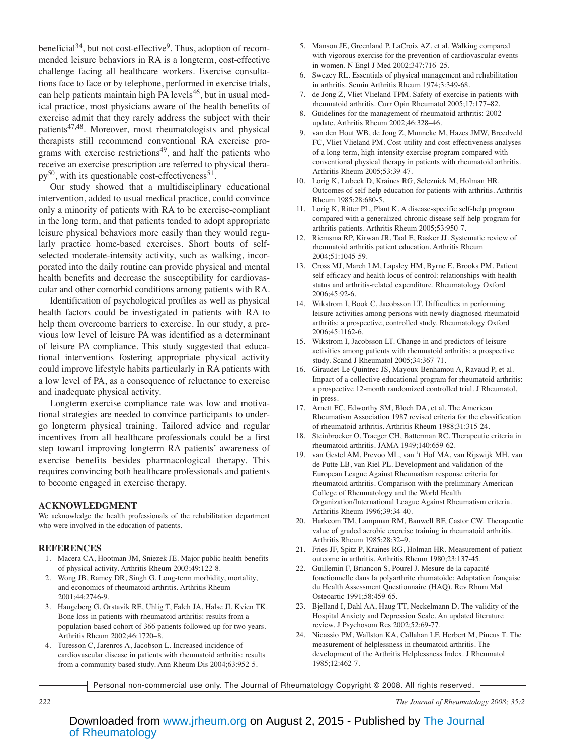beneficial[34], but not cost-effective[9]. Thus, adoption of recommended leisure behaviors in RA is a longterm, cost-effective challenge facing all healthcare workers. Exercise consultations face to face or by telephone, performed in exercise trials, can help patients maintain high PA levels[46], but in usual medical practice, most physicians aware of the health benefits of exercise admit that they rarely address the subject with their patients[47,48]. Moreover, most rheumatologists and physical therapists still recommend conventional RA exercise programs with exercise restrictions[49], and half the patients who receive an exercise prescription are referred to physical therapy[50], with its questionable cost-effectiveness[51].

Our study showed that a multidisciplinary educational intervention, added to usual medical practice, could convince only a minority of patients with RA to be exercise-compliant in the long term, and that patients tended to adopt appropriate leisure physical behaviors more easily than they would regularly practice home-based exercises. Short bouts of self-selected moderate-intensity activity, such as walking, incorporated into the daily routine can provide physical and mental health benefits and decrease the susceptibility for cardiovascular and other comorbid conditions among patients with RA.

Identification of psychological profiles as well as physical health factors could be investigated in patients with RA to help them overcome barriers to exercise. In our study, a previous low level of leisure PA was identified as a determinant of leisure PA compliance. This study suggested that educational interventions fostering appropriate physical activity could improve lifestyle habits particularly in RA patients with a low level of PA, as a consequence of reluctance to exercise and inadequate physical activity.

Longterm exercise compliance rate was low and motivational strategies are needed to convince participants to undergo longterm physical training. Tailored advice and regular incentives from all healthcare professionals could be a first step toward improving longterm RA patients' awareness of exercise benefits besides pharmacological therapy. This requires convincing both healthcare professionals and patients to become engaged in exercise therapy.

## ACKNOWLEDGMENT

We acknowledge the health professionals of the rehabilitation department who were involved in the education of patients.

## REFERENCES

1. Macera CA, Hootman JM, Sniezek JE. Major public health benefits of physical activity. Arthritis Rheum 2003;49:122-8.
2. Wong JB, Ramey DR, Singh G. Long-term morbidity, mortality, and economics of rheumatoid arthritis. Arthritis Rheum 2001;44:2746-9.
3. Haugeberg G, Orstavik RE, Uhlig T, Falch JA, Halse JI, Kvien TK. Bone loss in patients with rheumatoid arthritis: results from a population-based cohort of 366 patients followed up for two years. Arthritis Rheum 2002;46:1720–8.
4. Turesson C, Jarenros A, Jacobson L. Increased incidence of cardiovascular disease in patients with rheumatoid arthritis: results from a community based study. Ann Rheum Dis 2004;63:952-5.
5. Manson JE, Greenland P, LaCroix AZ, et al. Walking compared with vigorous exercise for the prevention of cardiovascular events in women. N Engl J Med 2002;347:716–25.
6. Swezey RL. Essentials of physical management and rehabilitation in arthritis. Semin Arthritis Rheum 1974;3:349-68.
7. de Jong Z, Vliet Vlieland TPM. Safety of exercise in patients with rheumatoid arthritis. Curr Opin Rheumatol 2005;17:177–82.
8. Guidelines for the management of rheumatoid arthritis: 2002 update. Arthritis Rheum 2002;46:328–46.
9. van den Hout WB, de Jong Z, Munneke M, Hazes JMW, Breedveld FC, Vliet Vlieland PM. Cost-utility and cost-effectiveness analyses of a long-term, high-intensity exercise program compared with conventional physical therapy in patients with rheumatoid arthritis. Arthritis Rheum 2005;53:39-47.
10. Lorig K, Lubeck D, Kraines RG, Seleznick M, Holman HR. Outcomes of self-help education for patients with arthritis. Arthritis Rheum 1985;28:680-5.
11. Lorig K, Ritter PL, Plant K. A disease-specific self-help program compared with a generalized chronic disease self-help program for arthritis patients. Arthritis Rheum 2005;53:950-7.
12. Riemsma RP, Kirwan JR, Taal E, Rasker JJ. Systematic review of rheumatoid arthritis patient education. Arthritis Rheum 2004;51:1045-59.
13. Cross MJ, March LM, Lapsley HM, Byrne E, Brooks PM. Patient self-efficacy and health locus of control: relationships with health status and arthritis-related expenditure. Rheumatology Oxford 2006;45:92-6.
14. Wikstrom I, Book C, Jacobsson LT. Difficulties in performing leisure activities among persons with newly diagnosed rheumatoid arthritis: a prospective, controlled study. Rheumatology Oxford 2006;45:1162-6.
15. Wikstrom I, Jacobsson LT. Change in and predictors of leisure activities among patients with rheumatoid arthritis: a prospective study. Scand J Rheumatol 2005;34:367-71.
16. Giraudet-Le Quintrec JS, Mayoux-Benhamou A, Ravaud P, et al. Impact of a collective educational program for rheumatoid arthritis: a prospective 12-month randomized controlled trial. J Rheumatol, in press.
17. Arnett FC, Edworthy SM, Bloch DA, et al. The American Rheumatism Association 1987 revised criteria for the classification of rheumatoid arthritis. Arthritis Rheum 1988;31:315-24.
18. Steinbrocker O, Traeger CH, Batterman RC. Therapeutic criteria in rheumatoid arthritis. JAMA 1949;140:659-62.
19. van Gestel AM, Prevoo ML, van 't Hof MA, van Rijswijk MH, van de Putte LB, van Riel PL. Development and validation of the European League Against Rheumatism response criteria for rheumatoid arthritis. Comparison with the preliminary American College of Rheumatology and the World Health Organization/International League Against Rheumatism criteria. Arthritis Rheum 1996;39:34-40.
20. Harkcom TM, Lampman RM, Banwell BF, Castor CW. Therapeutic value of graded aerobic exercise training in rheumatoid arthritis. Arthritis Rheum 1985;28:32–9.
21. Fries JF, Spitz P, Kraines RG, Holman HR. Measurement of patient outcome in arthritis. Arthritis Rheum 1980;23:137-45.
22. Guillemin F, Briancon S, Pourel J. Mesure de la capacité fonctionnelle dans la polyarthrite rhumatoïde; Adaptation française du Health Assessment Questionnaire (HAQ). Rev Rhum Mal Osteoartic 1991;58:459-65.
23. Bjelland I, Dahl AA, Haug TT, Neckelmann D. The validity of the Hospital Anxiety and Depression Scale. An updated literature review. J Psychosom Res 2002;52:69-77.
24. Nicassio PM, Wallston KA, Callahan LF, Herbert M, Pincus T. The measurement of helplessness in rheumatoid arthritis. The development of the Arthritis Helplessness Index. J Rheumatol 1985;12:462-7.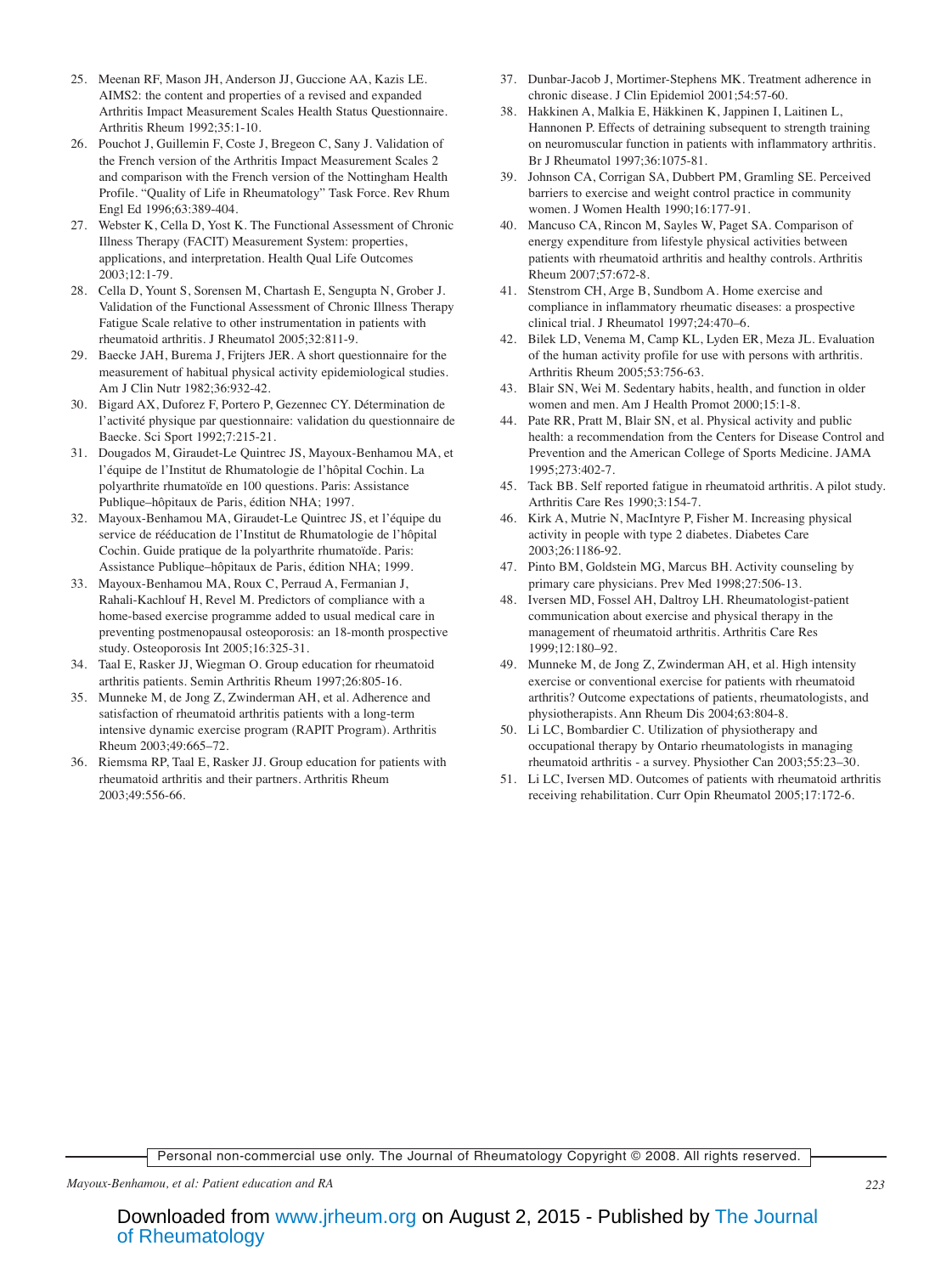25. Meenan RF, Mason JH, Anderson JJ, Guccione AA, Kazis LE. AIMS2: the content and properties of a revised and expanded Arthritis Impact Measurement Scales Health Status Questionnaire. Arthritis Rheum 1992;35:1-10.
26. Pouchot J, Guillemin F, Coste J, Bregeon C, Sany J. Validation of the French version of the Arthritis Impact Measurement Scales 2 and comparison with the French version of the Nottingham Health Profile. "Quality of Life in Rheumatology" Task Force. Rev Rhum Engl Ed 1996;63:389-404.
27. Webster K, Cella D, Yost K. The Functional Assessment of Chronic Illness Therapy (FACIT) Measurement System: properties, applications, and interpretation. Health Qual Life Outcomes 2003;12:1-79.
28. Cella D, Yount S, Sorensen M, Chartash E, Sengupta N, Grober J. Validation of the Functional Assessment of Chronic Illness Therapy Fatigue Scale relative to other instrumentation in patients with rheumatoid arthritis. J Rheumatol 2005;32:811-9.
29. Baecke JAH, Burema J, Frijters JER. A short questionnaire for the measurement of habitual physical activity epidemiological studies. Am J Clin Nutr 1982;36:932-42.
30. Bigard AX, Duforez F, Portero P, Gezennec CY. Détermination de l'activité physique par questionnaire: validation du questionnaire de Baecke. Sci Sport 1992;7:215-21.
31. Dougados M, Giraudet-Le Quintrec JS, Mayoux-Benhamou MA, et l'équipe de l'Institut de Rhumatologie de l'hôpital Cochin. La polyarthrite rhumatoïde en 100 questions. Paris: Assistance Publique–hôpitaux de Paris, édition NHA; 1997.
32. Mayoux-Benhamou MA, Giraudet-Le Quintrec JS, et l'équipe du service de rééducation de l'Institut de Rhumatologie de l'hôpital Cochin. Guide pratique de la polyarthrite rhumatoïde. Paris: Assistance Publique–hôpitaux de Paris, édition NHA; 1999.
33. Mayoux-Benhamou MA, Roux C, Perraud A, Fermanian J, Rahali-Kachlouf H, Revel M. Predictors of compliance with a home-based exercise programme added to usual medical care in preventing postmenopausal osteoporosis: an 18-month prospective study. Osteoporosis Int 2005;16:325-31.
34. Taal E, Rasker JJ, Wiegman O. Group education for rheumatoid arthritis patients. Semin Arthritis Rheum 1997;26:805-16.
35. Munneke M, de Jong Z, Zwinderman AH, et al. Adherence and satisfaction of rheumatoid arthritis patients with a long-term intensive dynamic exercise program (RAPIT Program). Arthritis Rheum 2003;49:665–72.
36. Riemsma RP, Taal E, Rasker JJ. Group education for patients with rheumatoid arthritis and their partners. Arthritis Rheum 2003;49:556-66.
37. Dunbar-Jacob J, Mortimer-Stephens MK. Treatment adherence in chronic disease. J Clin Epidemiol 2001;54:57-60.
38. Hakkinen A, Malkia E, Häkkinen K, Jappinen I, Laitinen L, Hannonen P. Effects of detraining subsequent to strength training on neuromuscular function in patients with inflammatory arthritis. Br J Rheumatol 1997;36:1075-81.
39. Johnson CA, Corrigan SA, Dubbert PM, Gramling SE. Perceived barriers to exercise and weight control practice in community women. J Women Health 1990;16:177-91.
40. Mancuso CA, Rincon M, Sayles W, Paget SA. Comparison of energy expenditure from lifestyle physical activities between patients with rheumatoid arthritis and healthy controls. Arthritis Rheum 2007;57:672-8.
41. Stenstrom CH, Arge B, Sundbom A. Home exercise and compliance in inflammatory rheumatic diseases: a prospective clinical trial. J Rheumatol 1997;24:470–6.
42. Bilek LD, Venema M, Camp KL, Lyden ER, Meza JL. Evaluation of the human activity profile for use with persons with arthritis. Arthritis Rheum 2005;53:756-63.
43. Blair SN, Wei M. Sedentary habits, health, and function in older women and men. Am J Health Promot 2000;15:1-8.
44. Pate RR, Pratt M, Blair SN, et al. Physical activity and public health: a recommendation from the Centers for Disease Control and Prevention and the American College of Sports Medicine. JAMA 1995;273:402-7.
45. Tack BB. Self reported fatigue in rheumatoid arthritis. A pilot study. Arthritis Care Res 1990;3:154-7.
46. Kirk A, Mutrie N, MacIntyre P, Fisher M. Increasing physical activity in people with type 2 diabetes. Diabetes Care 2003;26:1186-92.
47. Pinto BM, Goldstein MG, Marcus BH. Activity counseling by primary care physicians. Prev Med 1998;27:506-13.
48. Iversen MD, Fossel AH, Daltroy LH. Rheumatologist-patient communication about exercise and physical therapy in the management of rheumatoid arthritis. Arthritis Care Res 1999;12:180–92.
49. Munneke M, de Jong Z, Zwinderman AH, et al. High intensity exercise or conventional exercise for patients with rheumatoid arthritis? Outcome expectations of patients, rheumatologists, and physiotherapists. Ann Rheum Dis 2004;63:804-8.
50. Li LC, Bombardier C. Utilization of physiotherapy and occupational therapy by Ontario rheumatologists in managing rheumatoid arthritis - a survey. Physiother Can 2003;55:23–30.
51. Li LC, Iversen MD. Outcomes of patients with rheumatoid arthritis receiving rehabilitation. Curr Opin Rheumatol 2005;17:172-6.